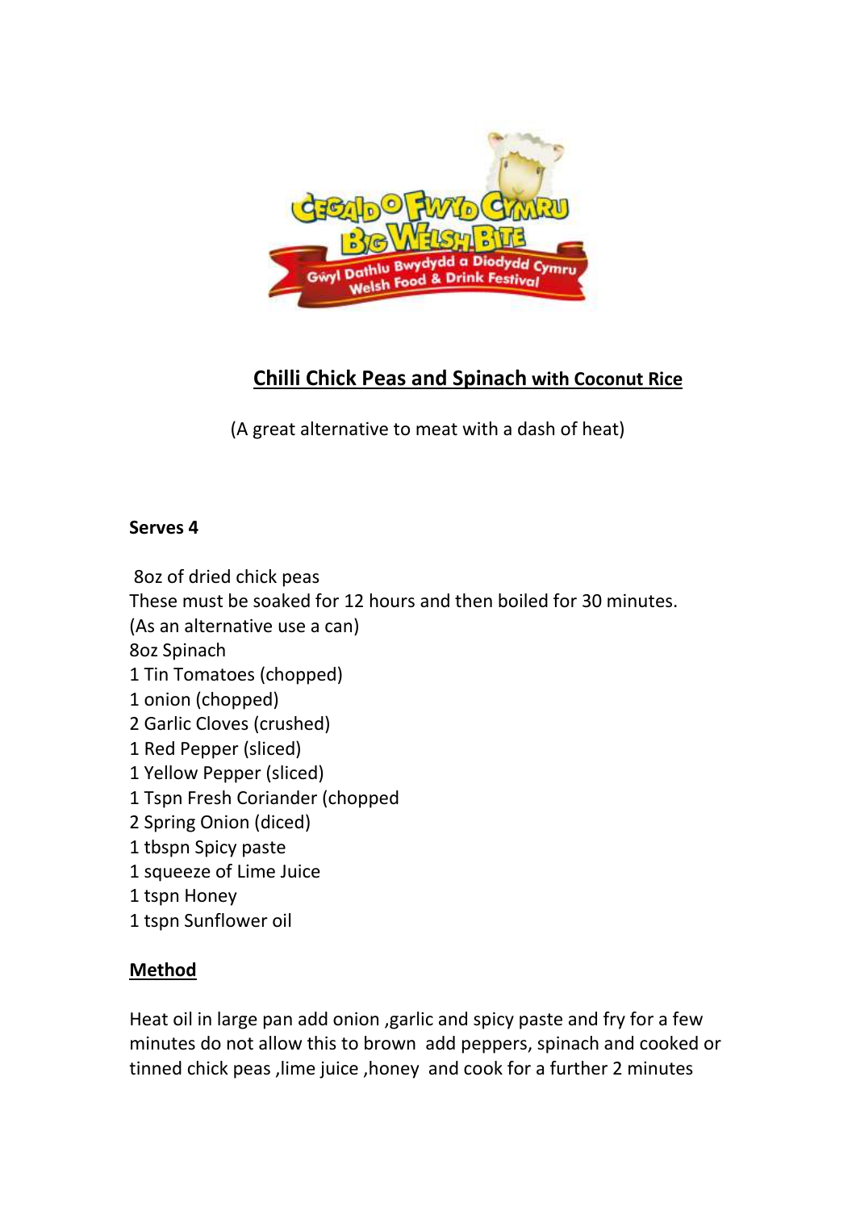## Chilli Chick Peas and Spinach with Coconut Rice

(A great alternative to meat with a dash of heat)

**Serves 4**

8oz of dried chick peas
These must be soaked for 12 hours and then boiled for 30 minutes.
(As an alternative use a can)
8oz Spinach
1 Tin Tomatoes (chopped)
1 onion (chopped)
2 Garlic Cloves (crushed)
1 Red Pepper (sliced)
1 Yellow Pepper (sliced)
1 Tspn Fresh Coriander (chopped
2 Spring Onion (diced)
1 tbspn Spicy paste
1 squeeze of Lime Juice
1 tspn Honey
1 tspn Sunflower oil

**Method**

Heat oil in large pan add onion ,garlic and spicy paste and fry for a few minutes do not allow this to brown add peppers, spinach and cooked or tinned chick peas ,lime juice ,honey and cook for a further 2 minutes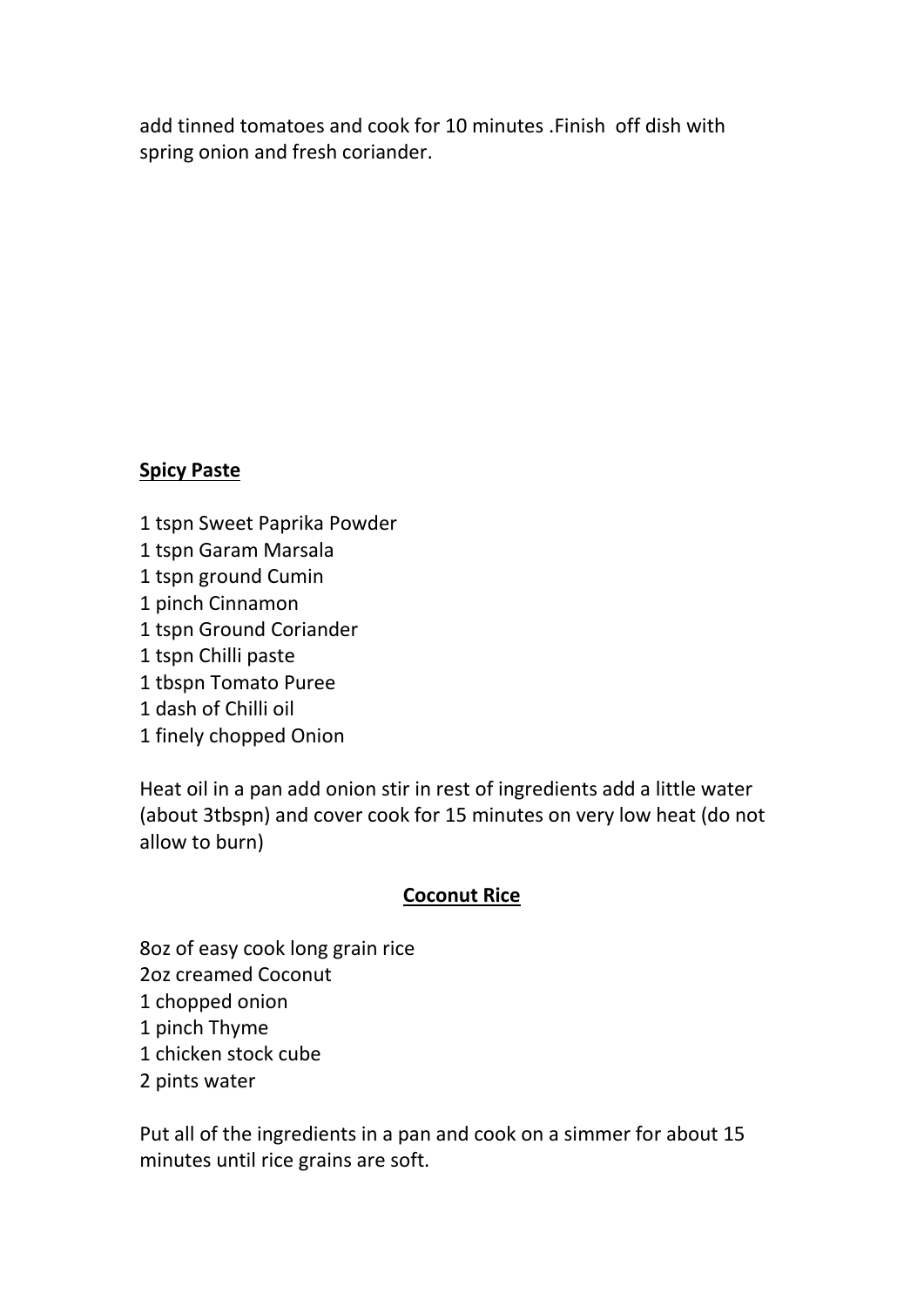add tinned tomatoes and cook for 10 minutes .Finish off dish with spring onion and fresh coriander.

## **Spicy Paste**

1 tspn Sweet Paprika Powder
1 tspn Garam Marsala
1 tspn ground Cumin
1 pinch Cinnamon
1 tspn Ground Coriander
1 tspn Chilli paste
1 tbspn Tomato Puree
1 dash of Chilli oil
1 finely chopped Onion

Heat oil in a pan add onion stir in rest of ingredients add a little water (about 3tbspn) and cover cook for 15 minutes on very low heat (do not allow to burn)

## **Coconut Rice**

8oz of easy cook long grain rice
2oz creamed Coconut
1 chopped onion
1 pinch Thyme
1 chicken stock cube
2 pints water

Put all of the ingredients in a pan and cook on a simmer for about 15 minutes until rice grains are soft.